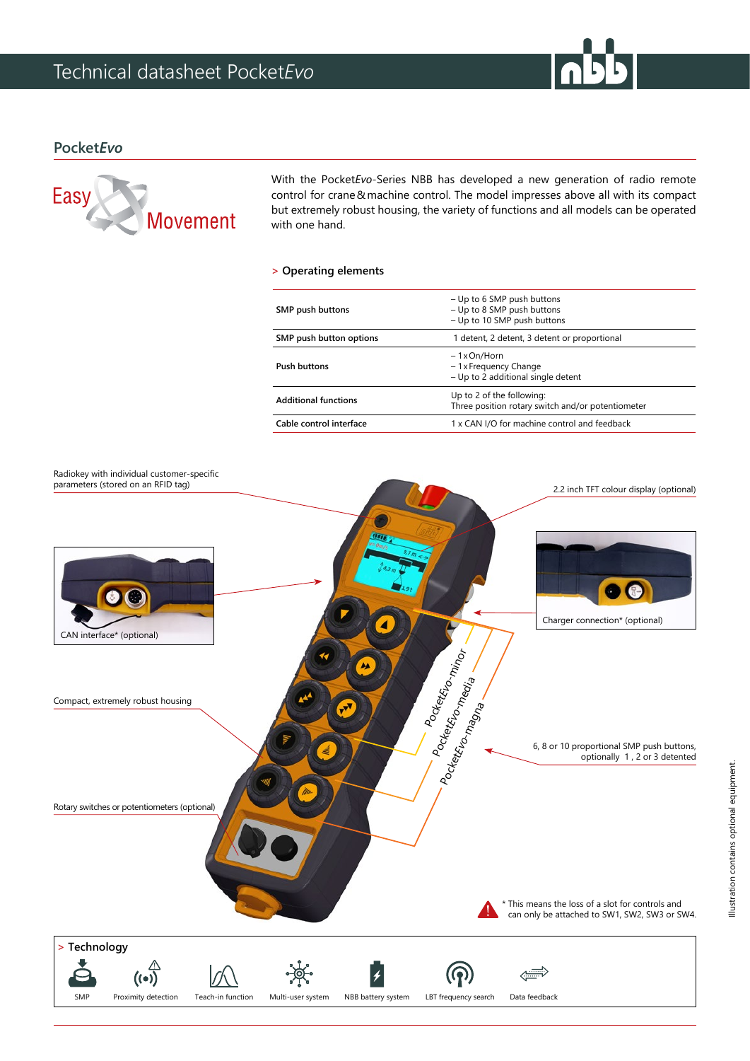# Technical datasheet Pocket*Evo*

## Pocket*Evo*

Easy Movement

With the Pocket*Evo*-Series NBB has developed a new generation of radio remote control for crane & machine control. The model impresses above all with its compact but extremely robust housing, the variety of functions and all models can be operated with one hand.

### > Operating elements

| | |
|---|---|
| **SMP push buttons** | – Up to 6 SMP push buttons<br>– Up to 8 SMP push buttons<br>– Up to 10 SMP push buttons |
| **SMP push button options** | 1 detent, 2 detent, 3 detent or proportional |
| **Push buttons** | – 1 x On/Horn<br>– 1 x Frequency Change<br>– Up to 2 additional single detent |
| **Additional functions** | Up to 2 of the following:<br>Three position rotary switch and/or potentiometer |
| **Cable control interface** | 1 x CAN I/O for machine control and feedback |

Radiokey with individual customer-specific parameters (stored on an RFID tag)

2.2 inch TFT colour display (optional)

CAN interface* (optional)

Charger connection* (optional)

Compact, extremely robust housing

PocketEvo-minor

PocketEvo-media

PocketEvo-magna

6, 8 or 10 proportional SMP push buttons, optionally 1, 2 or 3 detented

Rotary switches or potentiometers (optional)

\* This means the loss of a slot for controls and can only be attached to SW1, SW2, SW3 or SW4.

Illustration contains optional equipment.

### > Technology

SMP | Proximity detection | Teach-in function | Multi-user system | NBB battery system | LBT frequency search | Data feedback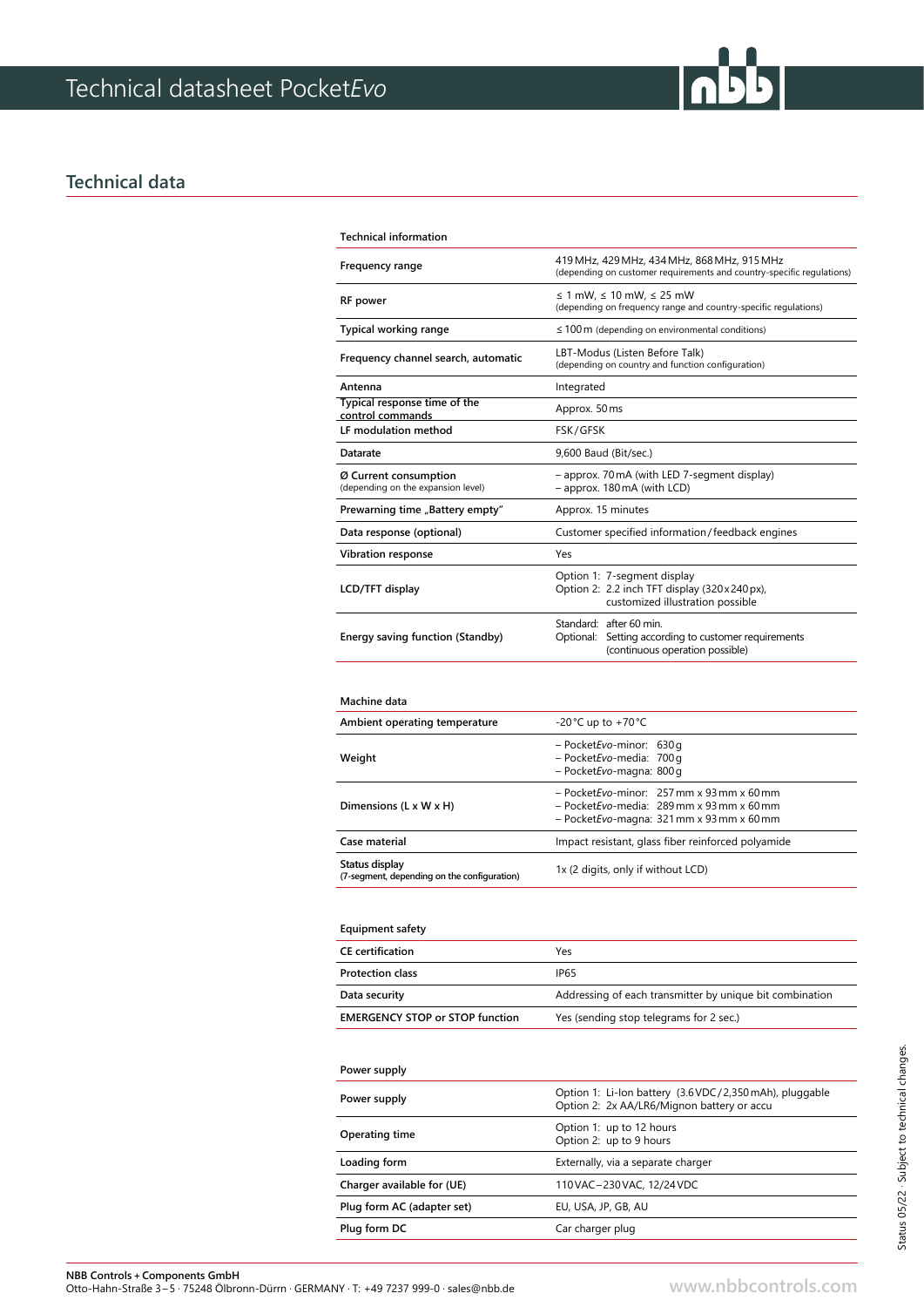# Technical datasheet Pocket*Evo*

## Technical data

| Technical information | |
|---|---|
| Frequency range | 419 MHz, 429 MHz, 434 MHz, 868 MHz, 915 MHz (depending on customer requirements and country-specific regulations) |
| RF power | ≤ 1 mW, ≤ 10 mW, ≤ 25 mW (depending on frequency range and country-specific regulations) |
| Typical working range | ≤ 100 m (depending on environmental conditions) |
| Frequency channel search, automatic | LBT-Modus (Listen Before Talk) (depending on country and function configuration) |
| Antenna | Integrated |
| Typical response time of the control commands | Approx. 50 ms |
| LF modulation method | FSK / GFSK |
| Datarate | 9,600 Baud (Bit/sec.) |
| Ø Current consumption (depending on the expansion level) | – approx. 70 mA (with LED 7-segment display)<br>– approx. 180 mA (with LCD) |
| Prewarning time „Battery empty" | Approx. 15 minutes |
| Data response (optional) | Customer specified information / feedback engines |
| Vibration response | Yes |
| LCD/TFT display | Option 1: 7-segment display<br>Option 2: 2.2 inch TFT display (320 x 240 px), customized illustration possible |
| Energy saving function (Standby) | Standard: after 60 min.<br>Optional: Setting according to customer requirements (continuous operation possible) |

| Machine data | |
|---|---|
| Ambient operating temperature | -20 °C up to +70 °C |
| Weight | – Pocket*Evo*-minor: 630 g<br>– Pocket*Evo*-media: 700 g<br>– Pocket*Evo*-magna: 800 g |
| Dimensions (L x W x H) | – Pocket*Evo*-minor: 257 mm x 93 mm x 60 mm<br>– Pocket*Evo*-media: 289 mm x 93 mm x 60 mm<br>– Pocket*Evo*-magna: 321 mm x 93 mm x 60 mm |
| Case material | Impact resistant, glass fiber reinforced polyamide |
| Status display (7-segment, depending on the configuration) | 1x (2 digits, only if without LCD) |

| Equipment safety | |
|---|---|
| CE certification | Yes |
| Protection class | IP65 |
| Data security | Addressing of each transmitter by unique bit combination |
| EMERGENCY STOP or STOP function | Yes (sending stop telegrams for 2 sec.) |

| Power supply | |
|---|---|
| Power supply | Option 1: Li-Ion battery (3.6 VDC / 2,350 mAh), pluggable<br>Option 2: 2x AA/LR6/Mignon battery or accu |
| Operating time | Option 1: up to 12 hours<br>Option 2: up to 9 hours |
| Loading form | Externally, via a separate charger |
| Charger available for (UE) | 110 VAC – 230 VAC, 12/24 VDC |
| Plug form AC (adapter set) | EU, USA, JP, GB, AU |
| Plug form DC | Car charger plug |

Status 05/22 · Subject to technical changes.

**NBB Controls + Components GmbH**
Otto-Hahn-Straße 3 – 5 · 75248 Ölbronn-Dürrn · GERMANY · T: +49 7237 999-0 · sales@nbb.de

www.nbbcontrols.com